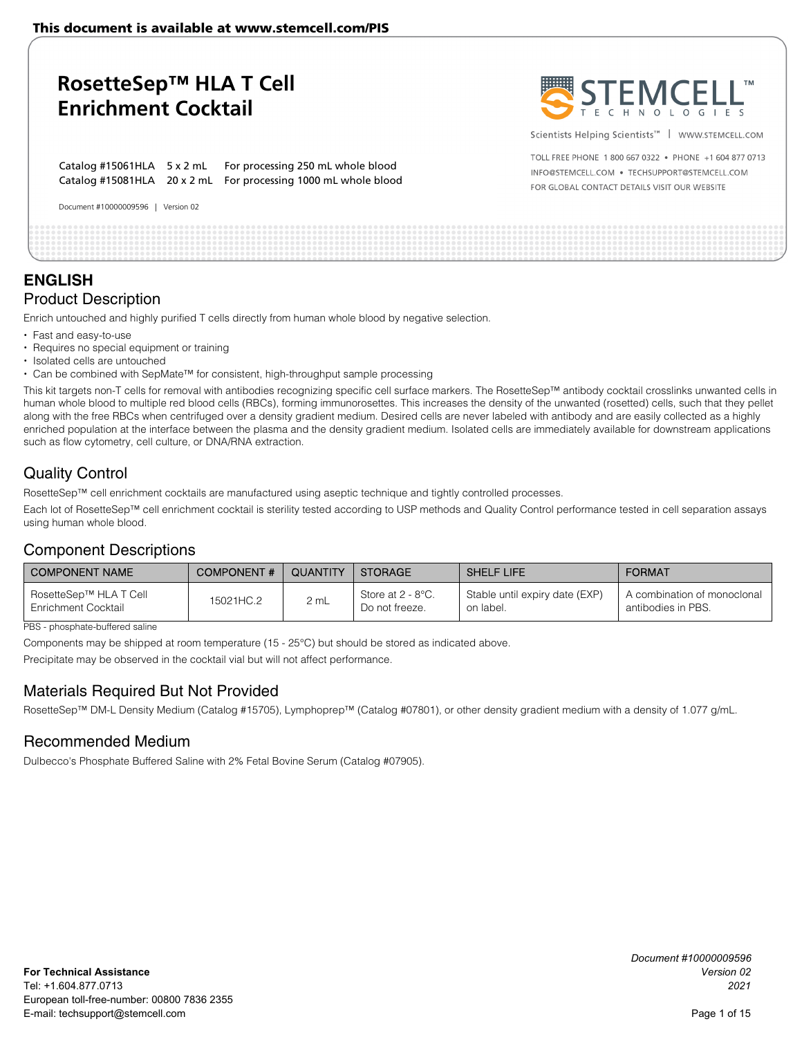This document is available at www.stemcell.com/PIS

# RosetteSep™ HLA T Cell Enrichment Cocktail

Scientists Helping Scientists™ | WWW.STEMCELL.COM

TOLL FREE PHONE 1 800 667 0322 • PHONE +1 604 877 0713
INFO@STEMCELL.COM • TECHSUPPORT@STEMCELL.COM
FOR GLOBAL CONTACT DETAILS VISIT OUR WEBSITE

Catalog #15061HLA 5 x 2 mL For processing 250 mL whole blood
Catalog #15081HLA 20 x 2 mL For processing 1000 mL whole blood

Document #10000009596 | Version 02

## ENGLISH

## Product Description

Enrich untouched and highly purified T cells directly from human whole blood by negative selection.

- Fast and easy-to-use
- Requires no special equipment or training
- Isolated cells are untouched
- Can be combined with SepMate™ for consistent, high-throughput sample processing

This kit targets non-T cells for removal with antibodies recognizing specific cell surface markers. The RosetteSep™ antibody cocktail crosslinks unwanted cells in human whole blood to multiple red blood cells (RBCs), forming immunorosettes. This increases the density of the unwanted (rosetted) cells, such that they pellet along with the free RBCs when centrifuged over a density gradient medium. Desired cells are never labeled with antibody and are easily collected as a highly enriched population at the interface between the plasma and the density gradient medium. Isolated cells are immediately available for downstream applications such as flow cytometry, cell culture, or DNA/RNA extraction.

## Quality Control

RosetteSep™ cell enrichment cocktails are manufactured using aseptic technique and tightly controlled processes.

Each lot of RosetteSep™ cell enrichment cocktail is sterility tested according to USP methods and Quality Control performance tested in cell separation assays using human whole blood.

## Component Descriptions

| COMPONENT NAME | COMPONENT # | QUANTITY | STORAGE | SHELF LIFE | FORMAT |
|---|---|---|---|---|---|
| RosetteSep™ HLA T Cell Enrichment Cocktail | 15021HC.2 | 2 mL | Store at 2 - 8°C. Do not freeze. | Stable until expiry date (EXP) on label. | A combination of monoclonal antibodies in PBS. |

PBS - phosphate-buffered saline

Components may be shipped at room temperature (15 - 25°C) but should be stored as indicated above.

Precipitate may be observed in the cocktail vial but will not affect performance.

## Materials Required But Not Provided

RosetteSep™ DM-L Density Medium (Catalog #15705), Lymphoprep™ (Catalog #07801), or other density gradient medium with a density of 1.077 g/mL.

## Recommended Medium

Dulbecco's Phosphate Buffered Saline with 2% Fetal Bovine Serum (Catalog #07905).

**For Technical Assistance**
Tel: +1.604.877.0713
European toll-free-number: 00800 7836 2355
E-mail: techsupport@stemcell.com

*Document #10000009596*
*Version 02*
*2021*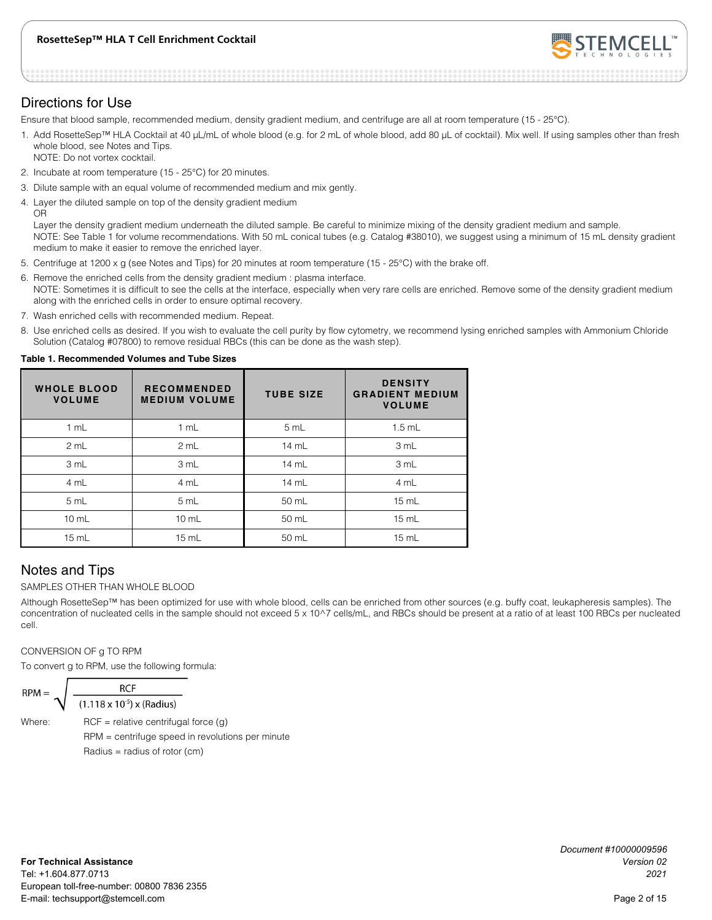## Directions for Use

Ensure that blood sample, recommended medium, density gradient medium, and centrifuge are all at room temperature (15 - 25°C).

1. Add RosetteSep™ HLA Cocktail at 40 µL/mL of whole blood (e.g. for 2 mL of whole blood, add 80 µL of cocktail). Mix well. If using samples other than fresh whole blood, see Notes and Tips.
   NOTE: Do not vortex cocktail.
2. Incubate at room temperature (15 - 25°C) for 20 minutes.
3. Dilute sample with an equal volume of recommended medium and mix gently.
4. Layer the diluted sample on top of the density gradient medium
   OR
   Layer the density gradient medium underneath the diluted sample. Be careful to minimize mixing of the density gradient medium and sample.
   NOTE: See Table 1 for volume recommendations. With 50 mL conical tubes (e.g. Catalog #38010), we suggest using a minimum of 15 mL density gradient medium to make it easier to remove the enriched layer.
5. Centrifuge at 1200 x g (see Notes and Tips) for 20 minutes at room temperature (15 - 25°C) with the brake off.
6. Remove the enriched cells from the density gradient medium : plasma interface.
   NOTE: Sometimes it is difficult to see the cells at the interface, especially when very rare cells are enriched. Remove some of the density gradient medium along with the enriched cells in order to ensure optimal recovery.
7. Wash enriched cells with recommended medium. Repeat.
8. Use enriched cells as desired. If you wish to evaluate the cell purity by flow cytometry, we recommend lysing enriched samples with Ammonium Chloride Solution (Catalog #07800) to remove residual RBCs (this can be done as the wash step).

**Table 1. Recommended Volumes and Tube Sizes**

| WHOLE BLOOD VOLUME | RECOMMENDED MEDIUM VOLUME | TUBE SIZE | DENSITY GRADIENT MEDIUM VOLUME |
|---|---|---|---|
| 1 mL | 1 mL | 5 mL | 1.5 mL |
| 2 mL | 2 mL | 14 mL | 3 mL |
| 3 mL | 3 mL | 14 mL | 3 mL |
| 4 mL | 4 mL | 14 mL | 4 mL |
| 5 mL | 5 mL | 50 mL | 15 mL |
| 10 mL | 10 mL | 50 mL | 15 mL |
| 15 mL | 15 mL | 50 mL | 15 mL |

## Notes and Tips

SAMPLES OTHER THAN WHOLE BLOOD

Although RosetteSep™ has been optimized for use with whole blood, cells can be enriched from other sources (e.g. buffy coat, leukapheresis samples). The concentration of nucleated cells in the sample should not exceed $5 \times 10^7$ cells/mL, and RBCs should be present at a ratio of at least 100 RBCs per nucleated cell.

CONVERSION OF g TO RPM

To convert g to RPM, use the following formula:

$$\text{RPM} = \sqrt{\frac{\text{RCF}}{(1.118 \times 10^{-5}) \times (\text{Radius})}}$$

Where:
- RCF = relative centrifugal force (g)
- RPM = centrifuge speed in revolutions per minute
- Radius = radius of rotor (cm)

**For Technical Assistance**
Tel: +1.604.877.0713
European toll-free-number: 00800 7836 2355
E-mail: techsupport@stemcell.com

*Document #10000009596*
*Version 02*
*2021*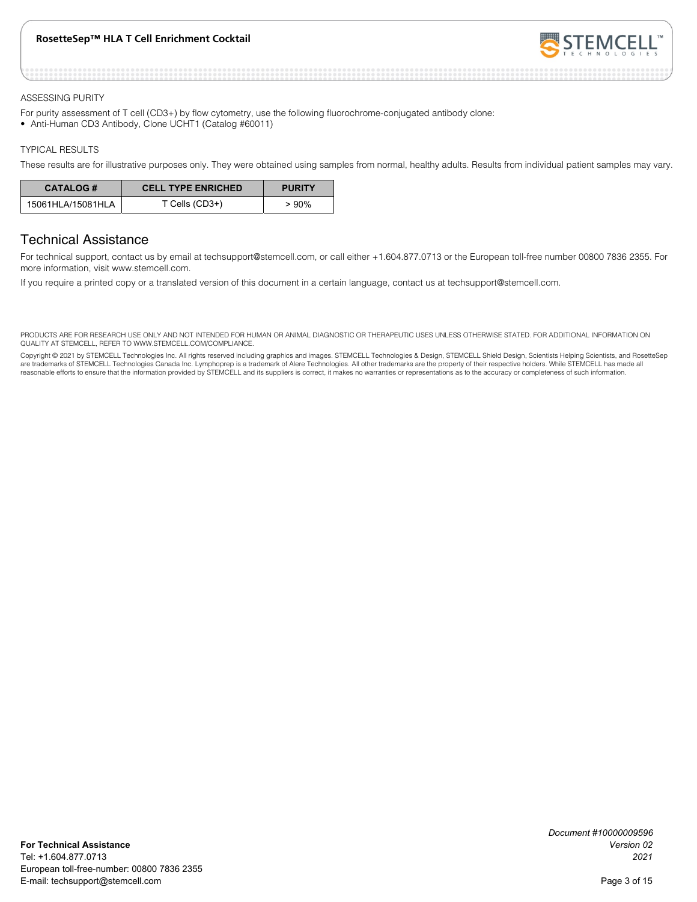ASSESSING PURITY

For purity assessment of T cell (CD3+) by flow cytometry, use the following fluorochrome-conjugated antibody clone:

- Anti-Human CD3 Antibody, Clone UCHT1 (Catalog #60011)

TYPICAL RESULTS

These results are for illustrative purposes only. They were obtained using samples from normal, healthy adults. Results from individual patient samples may vary.

| CATALOG # | CELL TYPE ENRICHED | PURITY |
|---|---|---|
| 15061HLA/15081HLA | T Cells (CD3+) | > 90% |

## Technical Assistance

For technical support, contact us by email at techsupport@stemcell.com, or call either +1.604.877.0713 or the European toll-free number 00800 7836 2355. For more information, visit www.stemcell.com.

If you require a printed copy or a translated version of this document in a certain language, contact us at techsupport@stemcell.com.

PRODUCTS ARE FOR RESEARCH USE ONLY AND NOT INTENDED FOR HUMAN OR ANIMAL DIAGNOSTIC OR THERAPEUTIC USES UNLESS OTHERWISE STATED. FOR ADDITIONAL INFORMATION ON QUALITY AT STEMCELL, REFER TO WWW.STEMCELL.COM/COMPLIANCE.

Copyright © 2021 by STEMCELL Technologies Inc. All rights reserved including graphics and images. STEMCELL Technologies & Design, STEMCELL Shield Design, Scientists Helping Scientists, and RosetteSep are trademarks of STEMCELL Technologies Canada Inc. Lymphoprep is a trademark of Alere Technologies. All other trademarks are the property of their respective holders. While STEMCELL has made all reasonable efforts to ensure that the information provided by STEMCELL and its suppliers is correct, it makes no warranties or representations as to the accuracy or completeness of such information.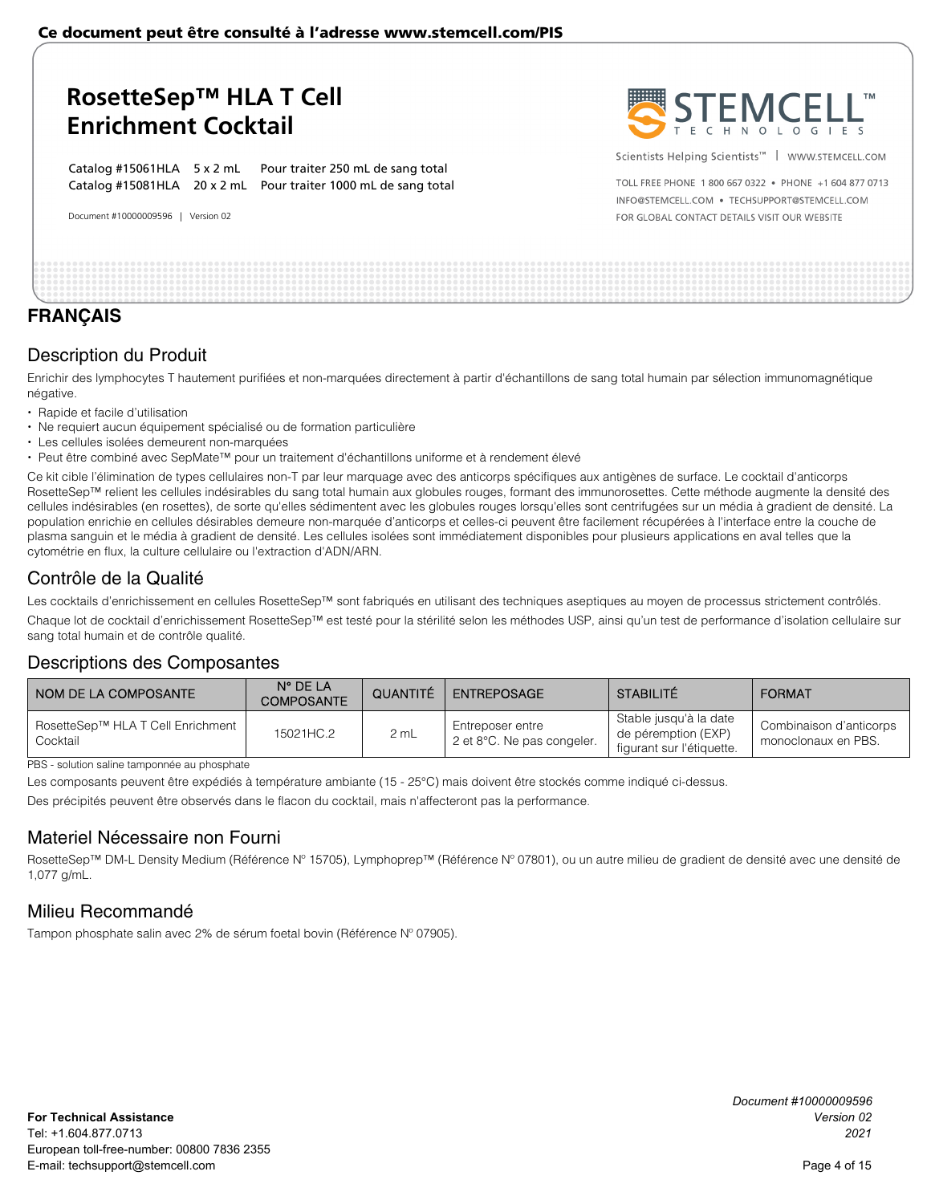# RosetteSep™ HLA T Cell Enrichment Cocktail

Catalog #15061HLA 5 x 2 mL Pour traiter 250 mL de sang total
Catalog #15081HLA 20 x 2 mL Pour traiter 1000 mL de sang total

Document #10000009596 | Version 02

## FRANÇAIS

## Description du Produit

Enrichir des lymphocytes T hautement purifiées et non-marquées directement à partir d'échantillons de sang total humain par sélection immunomagnétique négative.

- Rapide et facile d'utilisation
- Ne requiert aucun équipement spécialisé ou de formation particulière
- Les cellules isolées demeurent non-marquées
- Peut être combiné avec SepMate™ pour un traitement d'échantillons uniforme et à rendement élevé

Ce kit cible l'élimination de types cellulaires non-T par leur marquage avec des anticorps spécifiques aux antigènes de surface. Le cocktail d'anticorps RosetteSep™ relient les cellules indésirables du sang total humain aux globules rouges, formant des immunorosettes. Cette méthode augmente la densité des cellules indésirables (en rosettes), de sorte qu'elles sédimentent avec les globules rouges lorsqu'elles sont centrifugées sur un média à gradient de densité. La population enrichie en cellules désirables demeure non-marquée d'anticorps et celles-ci peuvent être facilement récupérées à l'interface entre la couche de plasma sanguin et le média à gradient de densité. Les cellules isolées sont immédiatement disponibles pour plusieurs applications en aval telles que la cytométrie en flux, la culture cellulaire ou l'extraction d'ADN/ARN.

## Contrôle de la Qualité

Les cocktails d'enrichissement en cellules RosetteSep™ sont fabriqués en utilisant des techniques aseptiques au moyen de processus strictement contrôlés.

Chaque lot de cocktail d'enrichissement RosetteSep™ est testé pour la stérilité selon les méthodes USP, ainsi qu'un test de performance d'isolation cellulaire sur sang total humain et de contrôle qualité.

## Descriptions des Composantes

| NOM DE LA COMPOSANTE | N° DE LA COMPOSANTE | QUANTITÉ | ENTREPOSAGE | STABILITÉ | FORMAT |
|---|---|---|---|---|---|
| RosetteSep™ HLA T Cell Enrichment Cocktail | 15021HC.2 | 2 mL | Entreposer entre 2 et 8°C. Ne pas congeler. | Stable jusqu'à la date de péremption (EXP) figurant sur l'étiquette. | Combinaison d'anticorps monoclonaux en PBS. |

PBS - solution saline tamponnée au phosphate

Les composants peuvent être expédiés à température ambiante (15 - 25°C) mais doivent être stockés comme indiqué ci-dessus.

Des précipités peuvent être observés dans le flacon du cocktail, mais n'affecteront pas la performance.

## Materiel Nécessaire non Fourni

RosetteSep™ DM-L Density Medium (Référence N° 15705), Lymphoprep™ (Référence N° 07801), ou un autre milieu de gradient de densité avec une densité de 1,077 g/mL.

## Milieu Recommandé

Tampon phosphate salin avec 2% de sérum foetal bovin (Référence N° 07905).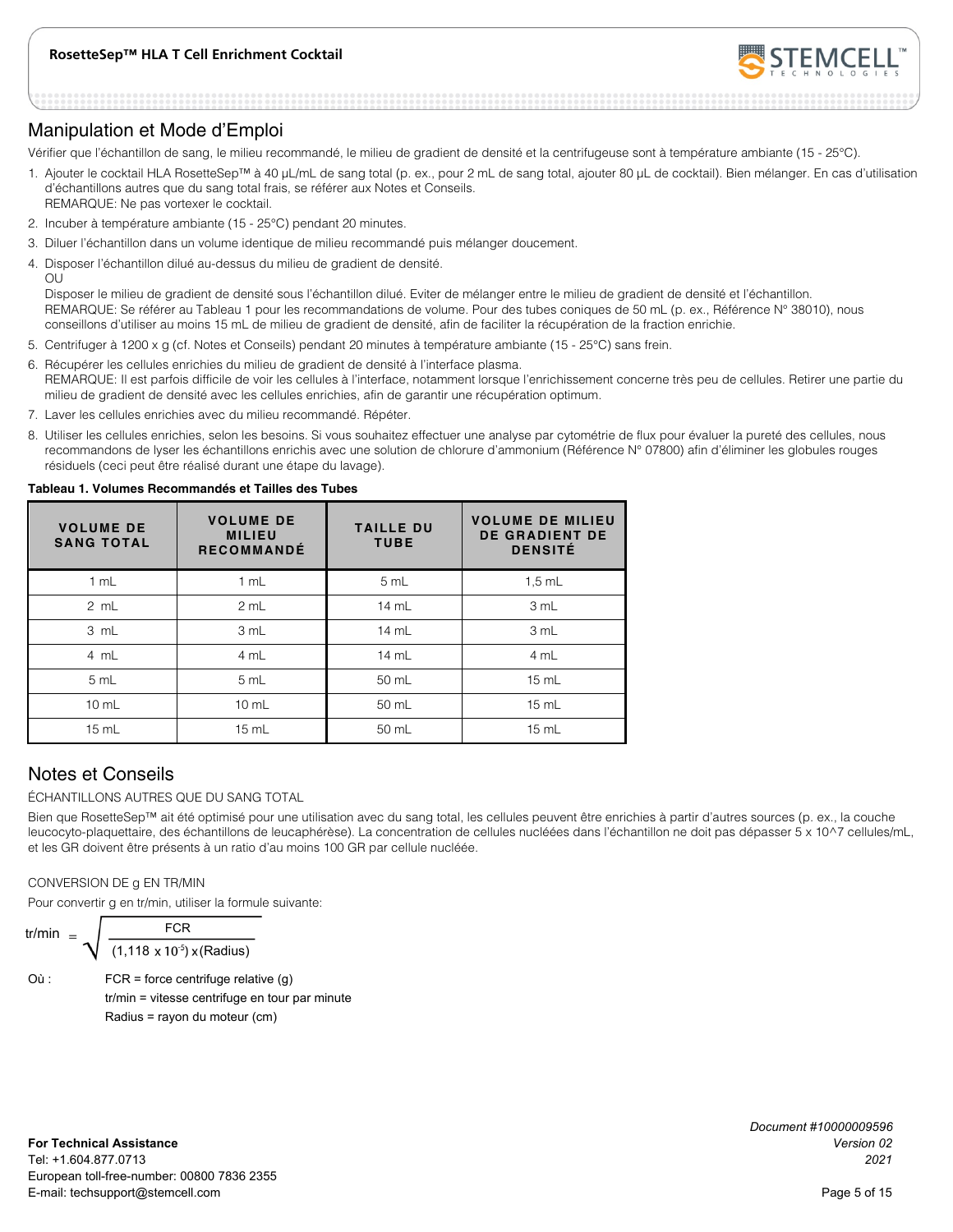## Manipulation et Mode d'Emploi

Vérifier que l'échantillon de sang, le milieu recommandé, le milieu de gradient de densité et la centrifugeuse sont à température ambiante (15 - 25°C).

1. Ajouter le cocktail HLA RosetteSep™ à 40 µL/mL de sang total (p. ex., pour 2 mL de sang total, ajouter 80 µL de cocktail). Bien mélanger. En cas d'utilisation d'échantillons autres que du sang total frais, se référer aux Notes et Conseils.
   REMARQUE: Ne pas vortexer le cocktail.
2. Incuber à température ambiante (15 - 25°C) pendant 20 minutes.
3. Diluer l'échantillon dans un volume identique de milieu recommandé puis mélanger doucement.
4. Disposer l'échantillon dilué au-dessus du milieu de gradient de densité.
   OU
   Disposer le milieu de gradient de densité sous l'échantillon dilué. Eviter de mélanger entre le milieu de gradient de densité et l'échantillon.
   REMARQUE: Se référer au Tableau 1 pour les recommandations de volume. Pour des tubes coniques de 50 mL (p. ex., Référence N° 38010), nous conseillons d'utiliser au moins 15 mL de milieu de gradient de densité, afin de faciliter la récupération de la fraction enrichie.
5. Centrifuger à 1200 x g (cf. Notes et Conseils) pendant 20 minutes à température ambiante (15 - 25°C) sans frein.
6. Récupérer les cellules enrichies du milieu de gradient de densité à l'interface plasma.
   REMARQUE: Il est parfois difficile de voir les cellules à l'interface, notamment lorsque l'enrichissement concerne très peu de cellules. Retirer une partie du milieu de gradient de densité avec les cellules enrichies, afin de garantir une récupération optimum.
7. Laver les cellules enrichies avec du milieu recommandé. Répéter.
8. Utiliser les cellules enrichies, selon les besoins. Si vous souhaitez effectuer une analyse par cytométrie de flux pour évaluer la pureté des cellules, nous recommandons de lyser les échantillons enrichis avec une solution de chlorure d'ammonium (Référence N° 07800) afin d'éliminer les globules rouges résiduels (ceci peut être réalisé durant une étape du lavage).

**Tableau 1. Volumes Recommandés et Tailles des Tubes**

| VOLUME DE SANG TOTAL | VOLUME DE MILIEU RECOMMANDÉ | TAILLE DU TUBE | VOLUME DE MILIEU DE GRADIENT DE DENSITÉ |
|---|---|---|---|
| 1 mL | 1 mL | 5 mL | 1,5 mL |
| 2 mL | 2 mL | 14 mL | 3 mL |
| 3 mL | 3 mL | 14 mL | 3 mL |
| 4 mL | 4 mL | 14 mL | 4 mL |
| 5 mL | 5 mL | 50 mL | 15 mL |
| 10 mL | 10 mL | 50 mL | 15 mL |
| 15 mL | 15 mL | 50 mL | 15 mL |

## Notes et Conseils

ÉCHANTILLONS AUTRES QUE DU SANG TOTAL

Bien que RosetteSep™ ait été optimisé pour une utilisation avec du sang total, les cellules peuvent être enrichies à partir d'autres sources (p. ex., la couche leucocyto-plaquettaire, des échantillons de leucaphérèse). La concentration de cellules nucléées dans l'échantillon ne doit pas dépasser 5 x 10^7 cellules/mL, et les GR doivent être présents à un ratio d'au moins 100 GR par cellule nucléée.

CONVERSION DE g EN TR/MIN

Pour convertir g en tr/min, utiliser la formule suivante:

$$\text{tr/min} = \sqrt{\frac{\text{FCR}}{(1{,}118 \times 10^{-5}) \times (\text{Radius})}}$$

Où : FCR = force centrifuge relative (g)
tr/min = vitesse centrifuge en tour par minute
Radius = rayon du moteur (cm)

**For Technical Assistance**
Tel: +1.604.877.0713
European toll-free-number: 00800 7836 2355
E-mail: techsupport@stemcell.com

*Document #10000009596*
*Version 02*
*2021*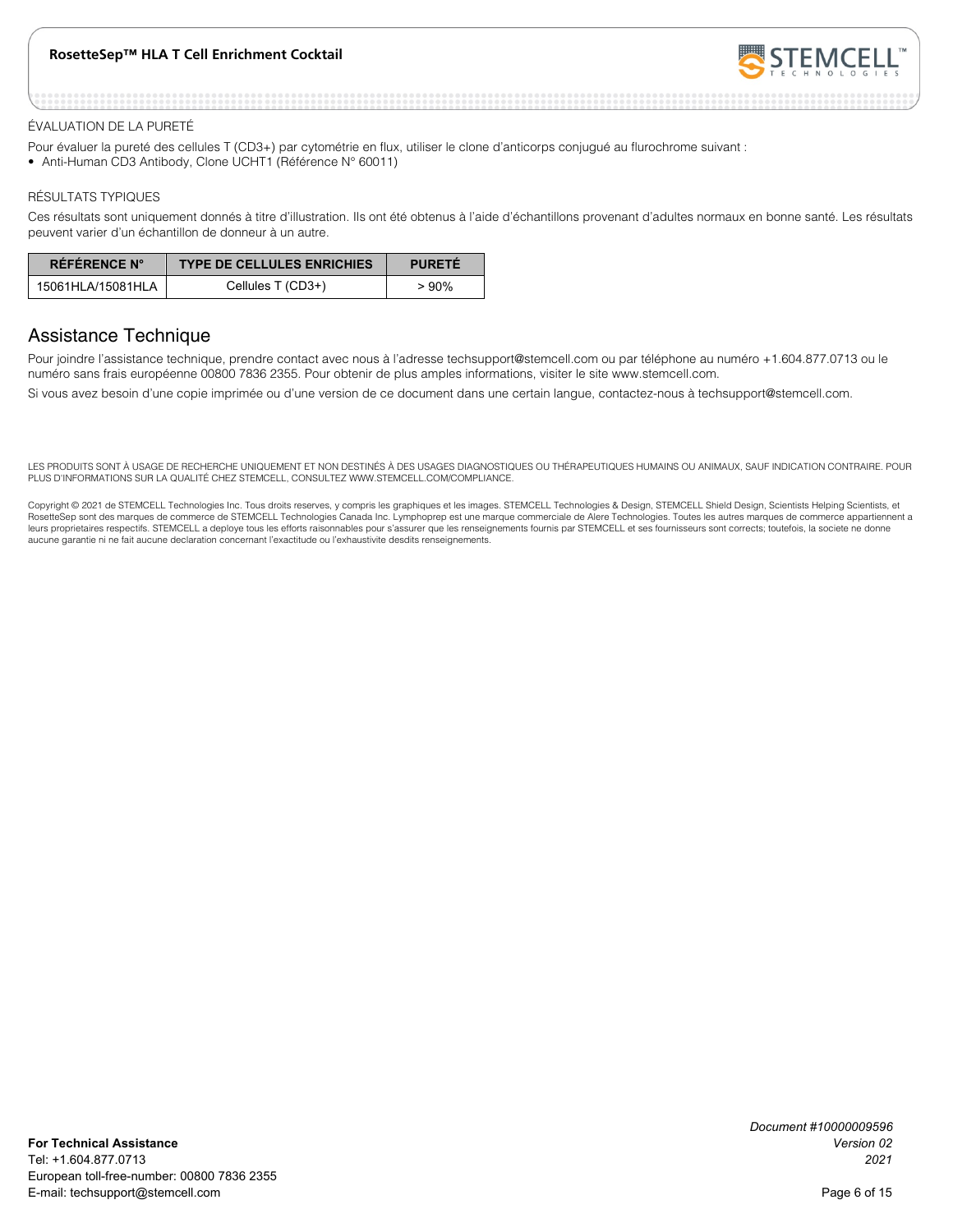ÉVALUATION DE LA PURETÉ

Pour évaluer la pureté des cellules T (CD3+) par cytométrie en flux, utiliser le clone d'anticorps conjugué au flurochrome suivant :

- Anti-Human CD3 Antibody, Clone UCHT1 (Référence N° 60011)

RÉSULTATS TYPIQUES

Ces résultats sont uniquement donnés à titre d'illustration. Ils ont été obtenus à l'aide d'échantillons provenant d'adultes normaux en bonne santé. Les résultats peuvent varier d'un échantillon de donneur à un autre.

| RÉFÉRENCE N° | TYPE DE CELLULES ENRICHIES | PURETÉ |
| --- | --- | --- |
| 15061HLA/15081HLA | Cellules T (CD3+) | > 90% |

## Assistance Technique

Pour joindre l'assistance technique, prendre contact avec nous à l'adresse techsupport@stemcell.com ou par téléphone au numéro +1.604.877.0713 ou le numéro sans frais européenne 00800 7836 2355. Pour obtenir de plus amples informations, visiter le site www.stemcell.com.

Si vous avez besoin d'une copie imprimée ou d'une version de ce document dans une certain langue, contactez-nous à techsupport@stemcell.com.

LES PRODUITS SONT À USAGE DE RECHERCHE UNIQUEMENT ET NON DESTINÉS À DES USAGES DIAGNOSTIQUES OU THÉRAPEUTIQUES HUMAINS OU ANIMAUX, SAUF INDICATION CONTRAIRE. POUR PLUS D'INFORMATIONS SUR LA QUALITÉ CHEZ STEMCELL, CONSULTEZ WWW.STEMCELL.COM/COMPLIANCE.

Copyright © 2021 de STEMCELL Technologies Inc. Tous droits reserves, y compris les graphiques et les images. STEMCELL Technologies & Design, STEMCELL Shield Design, Scientists Helping Scientists, et RosetteSep sont des marques de commerce de STEMCELL Technologies Canada Inc. Lymphoprep est une marque commerciale de Alere Technologies. Toutes les autres marques de commerce appartiennent a leurs proprietaires respectifs. STEMCELL a deploye tous les efforts raisonnables pour s'assurer que les renseignements fournis par STEMCELL et ses fournisseurs sont corrects; toutefois, la societe ne donne aucune garantie ni ne fait aucune declaration concernant l'exactitude ou l'exhaustivite desdits renseignements.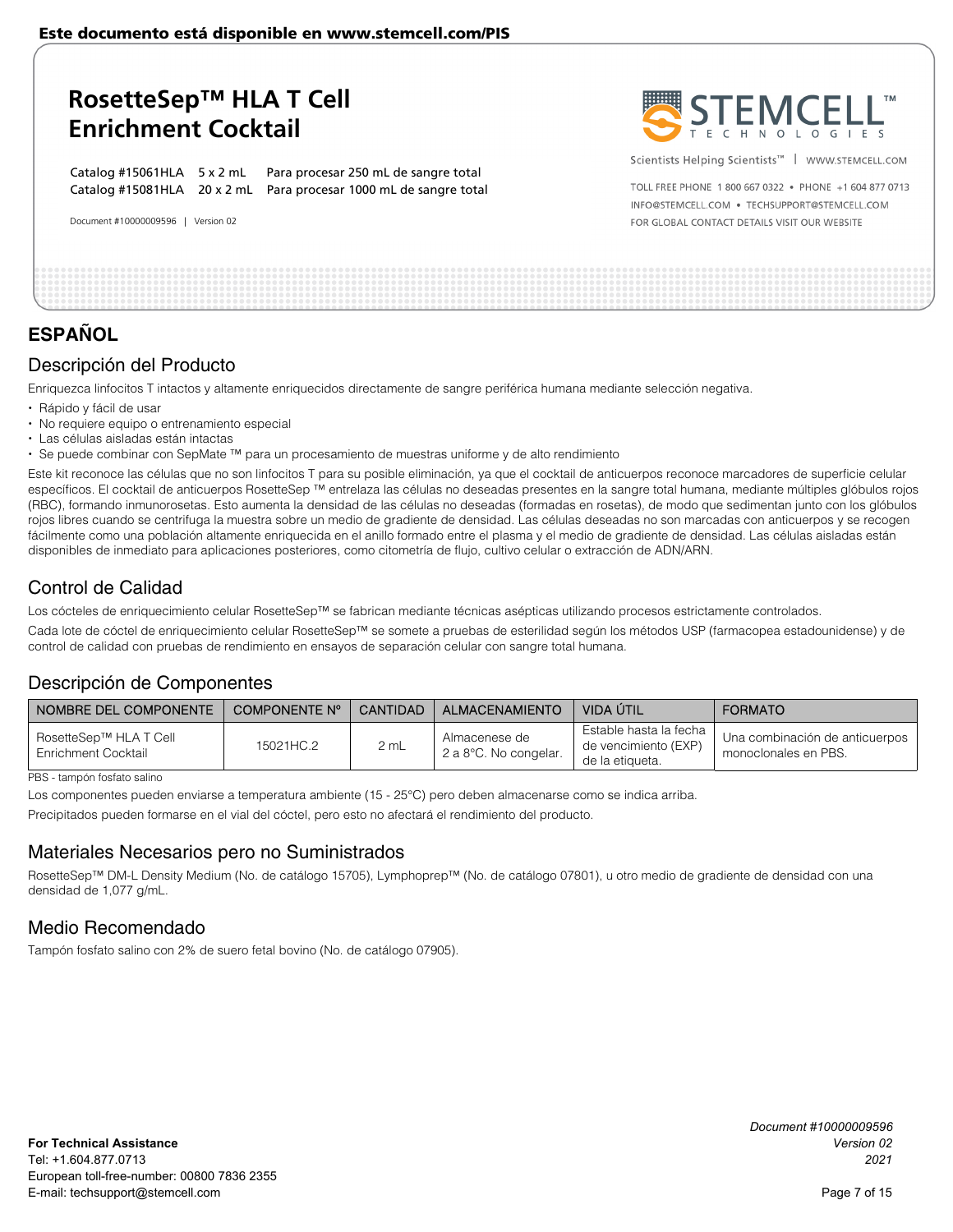Este documento está disponible en www.stemcell.com/PIS

# RosetteSep™ HLA T Cell Enrichment Cocktail

Catalog #15061HLA  5 x 2 mL  Para procesar 250 mL de sangre total
Catalog #15081HLA  20 x 2 mL  Para procesar 1000 mL de sangre total

Document #10000009596 | Version 02

STEMCELL™ TECHNOLOGIES

Scientists Helping Scientists™ | WWW.STEMCELL.COM

TOLL FREE PHONE 1 800 667 0322 • PHONE +1 604 877 0713
INFO@STEMCELL.COM • TECHSUPPORT@STEMCELL.COM
FOR GLOBAL CONTACT DETAILS VISIT OUR WEBSITE

## ESPAÑOL

### Descripción del Producto

Enriquezca linfocitos T intactos y altamente enriquecidos directamente de sangre periférica humana mediante selección negativa.

- Rápido y fácil de usar
- No requiere equipo o entrenamiento especial
- Las células aisladas están intactas
- Se puede combinar con SepMate ™ para un procesamiento de muestras uniforme y de alto rendimiento

Este kit reconoce las células que no son linfocitos T para su posible eliminación, ya que el cocktail de anticuerpos reconoce marcadores de superficie celular específicos. El cocktail de anticuerpos RosetteSep ™ entrelaza las células no deseadas presentes en la sangre total humana, mediante múltiples glóbulos rojos (RBC), formando inmunorosetas. Esto aumenta la densidad de las células no deseadas (formadas en rosetas), de modo que sedimentan junto con los glóbulos rojos libres cuando se centrifuga la muestra sobre un medio de gradiente de densidad. Las células deseadas no son marcadas con anticuerpos y se recogen fácilmente como una población altamente enriquecida en el anillo formado entre el plasma y el medio de gradiente de densidad. Las células aisladas están disponibles de inmediato para aplicaciones posteriores, como citometría de flujo, cultivo celular o extracción de ADN/ARN.

### Control de Calidad

Los cócteles de enriquecimiento celular RosetteSep™ se fabrican mediante técnicas asépticas utilizando procesos estrictamente controlados.

Cada lote de cóctel de enriquecimiento celular RosetteSep™ se somete a pruebas de esterilidad según los métodos USP (farmacopea estadounidense) y de control de calidad con pruebas de rendimiento en ensayos de separación celular con sangre total humana.

### Descripción de Componentes

| NOMBRE DEL COMPONENTE | COMPONENTE Nº | CANTIDAD | ALMACENAMIENTO | VIDA ÚTIL | FORMATO |
|---|---|---|---|---|---|
| RosetteSep™ HLA T Cell Enrichment Cocktail | 15021HC.2 | 2 mL | Almacenese de 2 a 8°C. No congelar. | Estable hasta la fecha de vencimiento (EXP) de la etiqueta. | Una combinación de anticuerpos monoclonales en PBS. |

PBS - tampón fosfato salino

Los componentes pueden enviarse a temperatura ambiente (15 - 25°C) pero deben almacenarse como se indica arriba.

Precipitados pueden formarse en el vial del cóctel, pero esto no afectará el rendimiento del producto.

### Materiales Necesarios pero no Suministrados

RosetteSep™ DM-L Density Medium (No. de catálogo 15705), Lymphoprep™ (No. de catálogo 07801), u otro medio de gradiente de densidad con una densidad de 1,077 g/mL.

### Medio Recomendado

Tampón fosfato salino con 2% de suero fetal bovino (No. de catálogo 07905).

**For Technical Assistance**
Tel: +1.604.877.0713
European toll-free-number: 00800 7836 2355
E-mail: techsupport@stemcell.com

*Document #10000009596*
*Version 02*
*2021*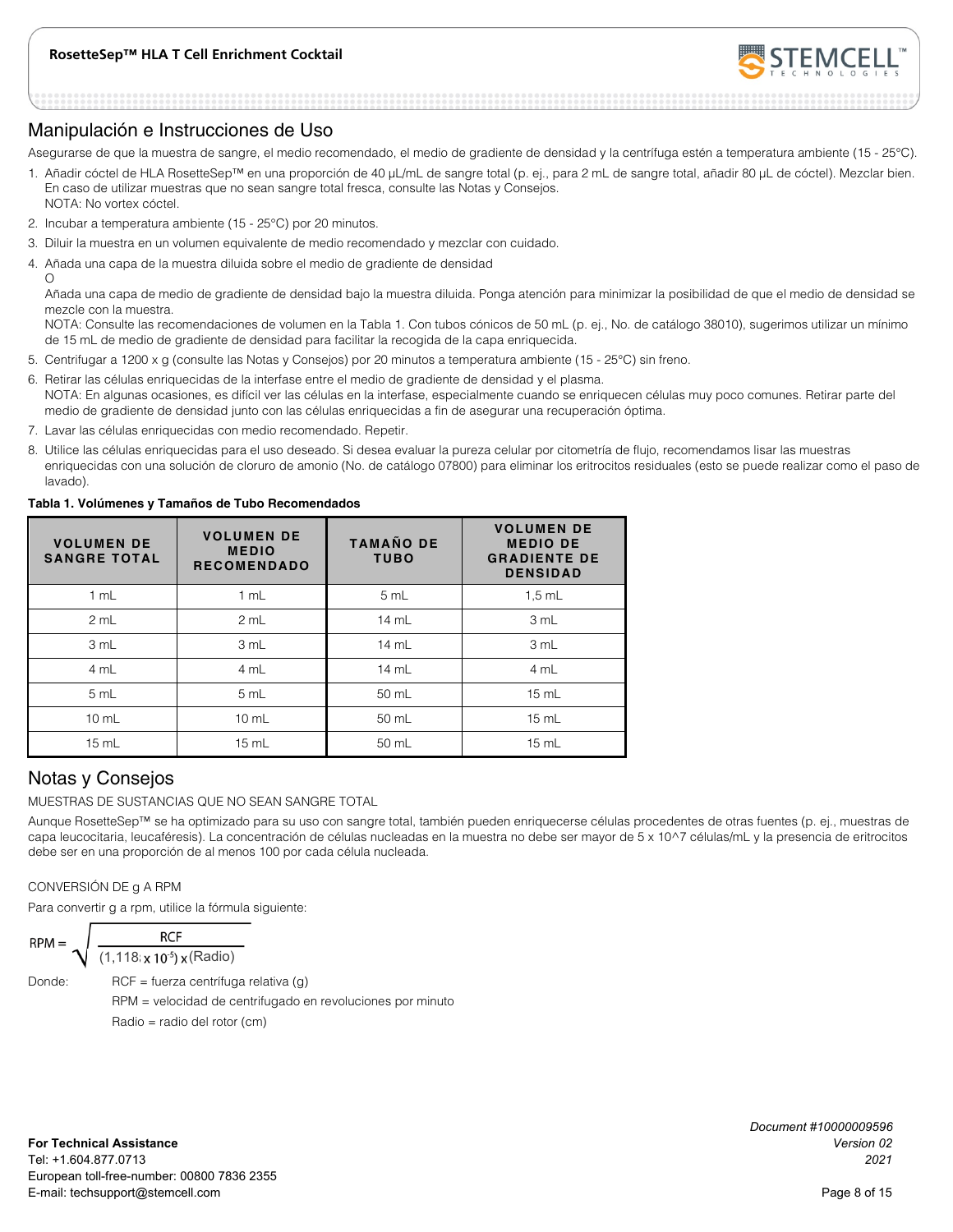## Manipulación e Instrucciones de Uso

Asegurarse de que la muestra de sangre, el medio recomendado, el medio de gradiente de densidad y la centrífuga estén a temperatura ambiente (15 - 25°C).

1. Añadir cóctel de HLA RosetteSep™ en una proporción de 40 µL/mL de sangre total (p. ej., para 2 mL de sangre total, añadir 80 µL de cóctel). Mezclar bien. En caso de utilizar muestras que no sean sangre total fresca, consulte las Notas y Consejos.
   NOTA: No vortex cóctel.
2. Incubar a temperatura ambiente (15 - 25°C) por 20 minutos.
3. Diluir la muestra en un volumen equivalente de medio recomendado y mezclar con cuidado.
4. Añada una capa de la muestra diluida sobre el medio de gradiente de densidad
   O
   Añada una capa de medio de gradiente de densidad bajo la muestra diluida. Ponga atención para minimizar la posibilidad de que el medio de densidad se mezcle con la muestra.
   NOTA: Consulte las recomendaciones de volumen en la Tabla 1. Con tubos cónicos de 50 mL (p. ej., No. de catálogo 38010), sugerimos utilizar un mínimo de 15 mL de medio de gradiente de densidad para facilitar la recogida de la capa enriquecida.
5. Centrifugar a 1200 x g (consulte las Notas y Consejos) por 20 minutos a temperatura ambiente (15 - 25°C) sin freno.
6. Retirar las células enriquecidas de la interfase entre el medio de gradiente de densidad y el plasma.
   NOTA: En algunas ocasiones, es difícil ver las células en la interfase, especialmente cuando se enriquecen células muy poco comunes. Retirar parte del medio de gradiente de densidad junto con las células enriquecidas a fin de asegurar una recuperación óptima.
7. Lavar las células enriquecidas con medio recomendado. Repetir.
8. Utilice las células enriquecidas para el uso deseado. Si desea evaluar la pureza celular por citometría de flujo, recomendamos lisar las muestras enriquecidas con una solución de cloruro de amonio (No. de catálogo 07800) para eliminar los eritrocitos residuales (esto se puede realizar como el paso de lavado).

**Tabla 1. Volúmenes y Tamaños de Tubo Recomendados**

| VOLUMEN DE SANGRE TOTAL | VOLUMEN DE MEDIO RECOMENDADO | TAMAÑO DE TUBO | VOLUMEN DE MEDIO DE GRADIENTE DE DENSIDAD |
|---|---|---|---|
| 1 mL | 1 mL | 5 mL | 1,5 mL |
| 2 mL | 2 mL | 14 mL | 3 mL |
| 3 mL | 3 mL | 14 mL | 3 mL |
| 4 mL | 4 mL | 14 mL | 4 mL |
| 5 mL | 5 mL | 50 mL | 15 mL |
| 10 mL | 10 mL | 50 mL | 15 mL |
| 15 mL | 15 mL | 50 mL | 15 mL |

## Notas y Consejos

MUESTRAS DE SUSTANCIAS QUE NO SEAN SANGRE TOTAL

Aunque RosetteSep™ se ha optimizado para su uso con sangre total, también pueden enriquecerse células procedentes de otras fuentes (p. ej., muestras de capa leucocitaria, leucaféresis). La concentración de células nucleadas en la muestra no debe ser mayor de 5 x 10^7 células/mL y la presencia de eritrocitos debe ser en una proporción de al menos 100 por cada célula nucleada.

CONVERSIÓN DE g A RPM

Para convertir g a rpm, utilice la fórmula siguiente:

$$RPM = \sqrt{\frac{RCF}{(1{,}118 \times 10^{-5}) \times (Radio)}}$$

Donde: RCF = fuerza centrífuga relativa (g)

RPM = velocidad de centrifugado en revoluciones por minuto

Radio = radio del rotor (cm)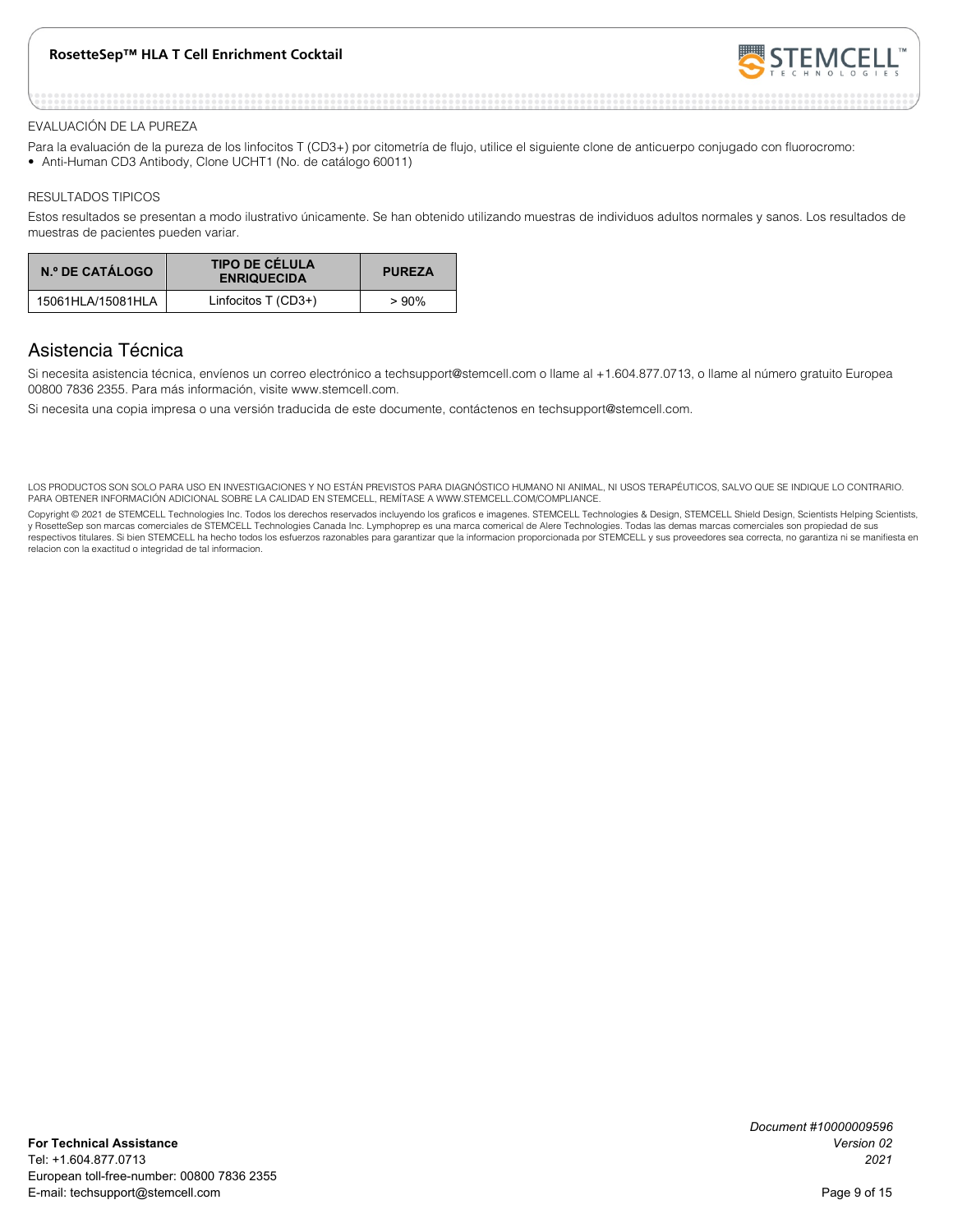EVALUACIÓN DE LA PUREZA

Para la evaluación de la pureza de los linfocitos T (CD3+) por citometría de flujo, utilice el siguiente clone de anticuerpo conjugado con fluorocromo:

- Anti-Human CD3 Antibody, Clone UCHT1 (No. de catálogo 60011)

RESULTADOS TIPICOS

Estos resultados se presentan a modo ilustrativo únicamente. Se han obtenido utilizando muestras de individuos adultos normales y sanos. Los resultados de muestras de pacientes pueden variar.

| N.º DE CATÁLOGO | TIPO DE CÉLULA ENRIQUECIDA | PUREZA |
|---|---|---|
| 15061HLA/15081HLA | Linfocitos T (CD3+) | > 90% |

## Asistencia Técnica

Si necesita asistencia técnica, envíenos un correo electrónico a techsupport@stemcell.com o llame al +1.604.877.0713, o llame al número gratuito Europea 00800 7836 2355. Para más información, visite www.stemcell.com.

Si necesita una copia impresa o una versión traducida de este documente, contáctenos en techsupport@stemcell.com.

LOS PRODUCTOS SON SOLO PARA USO EN INVESTIGACIONES Y NO ESTÁN PREVISTOS PARA DIAGNÓSTICO HUMANO NI ANIMAL, NI USOS TERAPÉUTICOS, SALVO QUE SE INDIQUE LO CONTRARIO. PARA OBTENER INFORMACIÓN ADICIONAL SOBRE LA CALIDAD EN STEMCELL, REMÍTASE A WWW.STEMCELL.COM/COMPLIANCE.

Copyright © 2021 de STEMCELL Technologies Inc. Todos los derechos reservados incluyendo los graficos e imagenes. STEMCELL Technologies & Design, STEMCELL Shield Design, Scientists Helping Scientists, y RosetteSep son marcas comerciales de STEMCELL Technologies Canada Inc. Lymphoprep es una marca comerical de Alere Technologies. Todas las demas marcas comerciales son propiedad de sus respectivos titulares. Si bien STEMCELL ha hecho todos los esfuerzos razonables para garantizar que la informacion proporcionada por STEMCELL y sus proveedores sea correcta, no garantiza ni se manifiesta en relacion con la exactitud o integridad de tal informacion.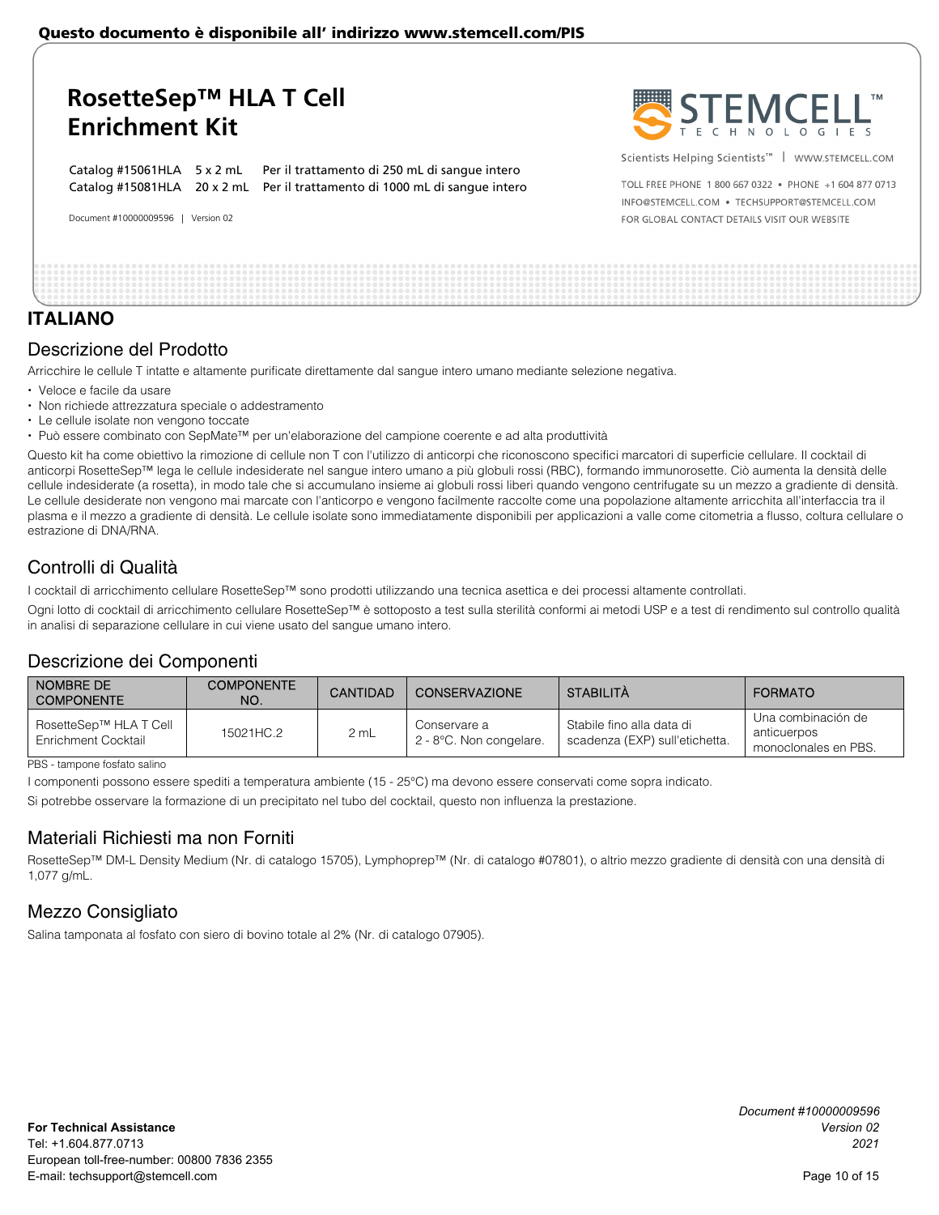Questo documento è disponibile all' indirizzo www.stemcell.com/PIS

# RosetteSep™ HLA T Cell Enrichment Kit

Catalog #15061HLA 5 x 2 mL Per il trattamento di 250 mL di sangue intero
Catalog #15081HLA 20 x 2 mL Per il trattamento di 1000 mL di sangue intero

Document #10000009596 | Version 02

Scientists Helping Scientists™ | WWW.STEMCELL.COM

TOLL FREE PHONE 1 800 667 0322 • PHONE +1 604 877 0713
INFO@STEMCELL.COM • TECHSUPPORT@STEMCELL.COM
FOR GLOBAL CONTACT DETAILS VISIT OUR WEBSITE

## ITALIANO

### Descrizione del Prodotto

Arricchire le cellule T intatte e altamente purificate direttamente dal sangue intero umano mediante selezione negativa.

- Veloce e facile da usare
- Non richiede attrezzatura speciale o addestramento
- Le cellule isolate non vengono toccate
- Può essere combinato con SepMate™ per un'elaborazione del campione coerente e ad alta produttività

Questo kit ha come obiettivo la rimozione di cellule non T con l'utilizzo di anticorpi che riconoscono specifici marcatori di superficie cellulare. Il cocktail di anticorpi RosetteSep™ lega le cellule indesiderate nel sangue intero umano a più globuli rossi (RBC), formando immunorosette. Ciò aumenta la densità delle cellule indesiderate (a rosetta), in modo tale che si accumulano insieme ai globuli rossi liberi quando vengono centrifugate su un mezzo a gradiente di densità. Le cellule desiderate non vengono mai marcate con l'anticorpo e vengono facilmente raccolte come una popolazione altamente arricchita all'interfaccia tra il plasma e il mezzo a gradiente di densità. Le cellule isolate sono immediatamente disponibili per applicazioni a valle come citometria a flusso, coltura cellulare o estrazione di DNA/RNA.

### Controlli di Qualità

I cocktail di arricchimento cellulare RosetteSep™ sono prodotti utilizzando una tecnica asettica e dei processi altamente controllati.

Ogni lotto di cocktail di arricchimento cellulare RosetteSep™ è sottoposto a test sulla sterilità conformi ai metodi USP e a test di rendimento sul controllo qualità in analisi di separazione cellulare in cui viene usato del sangue umano intero.

### Descrizione dei Componenti

| NOMBRE DE COMPONENTE | COMPONENTE NO. | CANTIDAD | CONSERVAZIONE | STABILITÀ | FORMATO |
|---|---|---|---|---|---|
| RosetteSep™ HLA T Cell Enrichment Cocktail | 15021HC.2 | 2 mL | Conservare a 2 - 8°C. Non congelare. | Stabile fino alla data di scadenza (EXP) sull'etichetta. | Una combinación de anticuerpos monoclonales en PBS. |

PBS - tampone fosfato salino

I componenti possono essere spediti a temperatura ambiente (15 - 25°C) ma devono essere conservati come sopra indicato.

Si potrebbe osservare la formazione di un precipitato nel tubo del cocktail, questo non influenza la prestazione.

### Materiali Richiesti ma non Forniti

RosetteSep™ DM-L Density Medium (Nr. di catalogo 15705), Lymphoprep™ (Nr. di catalogo #07801), o altrio mezzo gradiente di densità con una densità di 1,077 g/mL.

### Mezzo Consigliato

Salina tamponata al fosfato con siero di bovino totale al 2% (Nr. di catalogo 07905).

**For Technical Assistance**
Tel: +1.604.877.0713
European toll-free-number: 00800 7836 2355
E-mail: techsupport@stemcell.com

*Document #10000009596*
*Version 02*
*2021*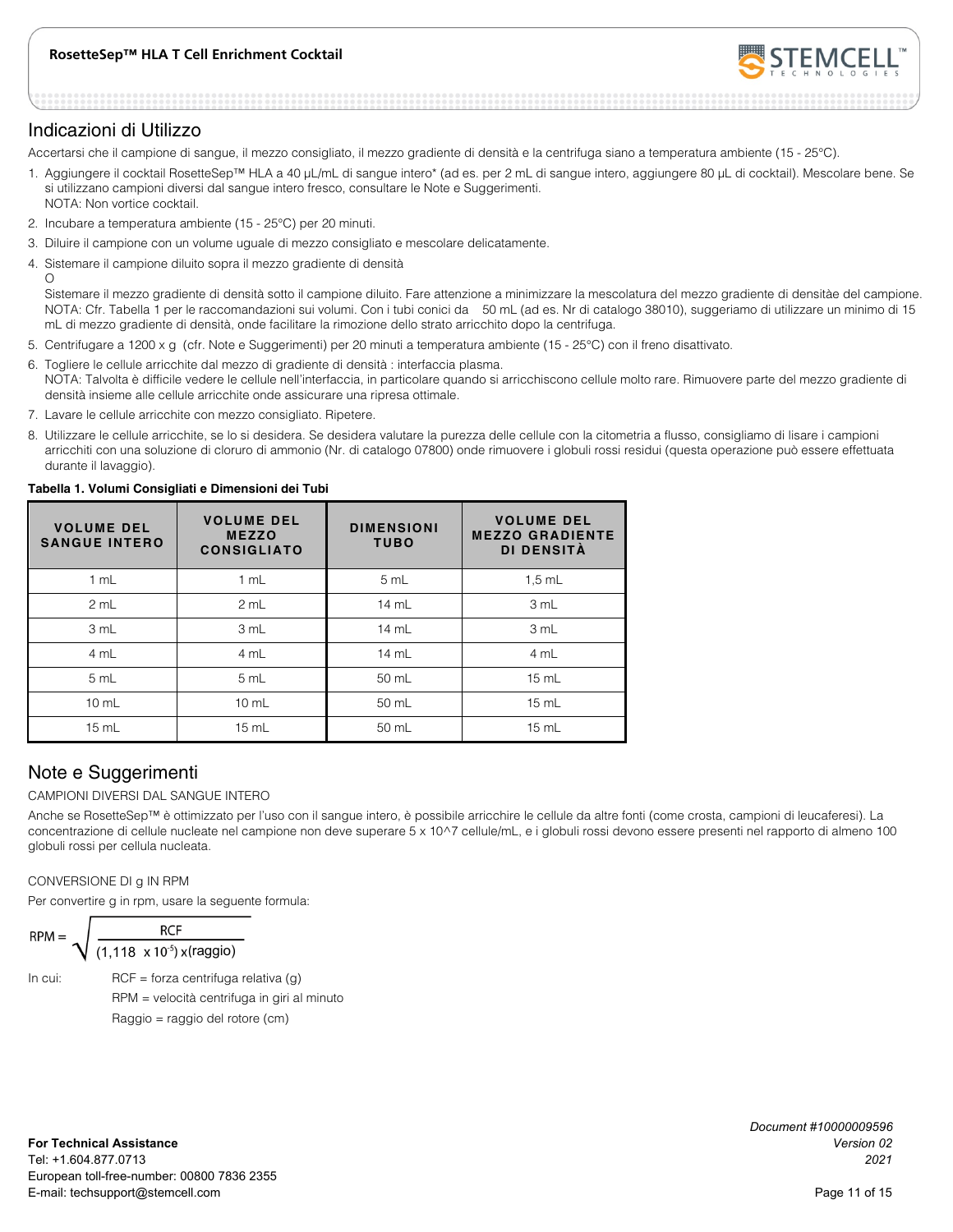## Indicazioni di Utilizzo

Accertarsi che il campione di sangue, il mezzo consigliato, il mezzo gradiente di densità e la centrifuga siano a temperatura ambiente (15 - 25°C).

1. Aggiungere il cocktail RosetteSep™ HLA a 40 µL/mL di sangue intero* (ad es. per 2 mL di sangue intero, aggiungere 80 µL di cocktail). Mescolare bene. Se si utilizzano campioni diversi dal sangue intero fresco, consultare le Note e Suggerimenti.
   NOTA: Non vortice cocktail.
2. Incubare a temperatura ambiente (15 - 25°C) per 20 minuti.
3. Diluire il campione con un volume uguale di mezzo consigliato e mescolare delicatamente.
4. Sistemare il campione diluito sopra il mezzo gradiente di densità
   O
   Sistemare il mezzo gradiente di densità sotto il campione diluito. Fare attenzione a minimizzare la mescolatura del mezzo gradiente di densitàe del campione.
   NOTA: Cfr. Tabella 1 per le raccomandazioni sui volumi. Con i tubi conici da 50 mL (ad es. Nr di catalogo 38010), suggeriamo di utilizzare un minimo di 15 mL di mezzo gradiente di densità, onde facilitare la rimozione dello strato arricchito dopo la centrifuga.
5. Centrifugare a 1200 x g (cfr. Note e Suggerimenti) per 20 minuti a temperatura ambiente (15 - 25°C) con il freno disattivato.
6. Togliere le cellule arricchite dal mezzo di gradiente di densità : interfaccia plasma.
   NOTA: Talvolta è difficile vedere le cellule nell'interfaccia, in particolare quando si arricchiscono cellule molto rare. Rimuovere parte del mezzo gradiente di densità insieme alle cellule arricchite onde assicurare una ripresa ottimale.
7. Lavare le cellule arricchite con mezzo consigliato. Ripetere.
8. Utilizzare le cellule arricchite, se lo si desidera. Se desidera valutare la purezza delle cellule con la citometria a flusso, consigliamo di lisare i campioni arricchiti con una soluzione di cloruro di ammonio (Nr. di catalogo 07800) onde rimuovere i globuli rossi residui (questa operazione può essere effettuata durante il lavaggio).

**Tabella 1. Volumi Consigliati e Dimensioni dei Tubi**

| VOLUME DEL SANGUE INTERO | VOLUME DEL MEZZO CONSIGLIATO | DIMENSIONI TUBO | VOLUME DEL MEZZO GRADIENTE DI DENSITÀ |
|---|---|---|---|
| 1 mL | 1 mL | 5 mL | 1,5 mL |
| 2 mL | 2 mL | 14 mL | 3 mL |
| 3 mL | 3 mL | 14 mL | 3 mL |
| 4 mL | 4 mL | 14 mL | 4 mL |
| 5 mL | 5 mL | 50 mL | 15 mL |
| 10 mL | 10 mL | 50 mL | 15 mL |
| 15 mL | 15 mL | 50 mL | 15 mL |

## Note e Suggerimenti

CAMPIONI DIVERSI DAL SANGUE INTERO

Anche se RosetteSep™ è ottimizzato per l'uso con il sangue intero, è possibile arricchire le cellule da altre fonti (come crosta, campioni di leucaferesi). La concentrazione di cellule nucleate nel campione non deve superare 5 x 10^7 cellule/mL, e i globuli rossi devono essere presenti nel rapporto di almeno 100 globuli rossi per cellula nucleata.

CONVERSIONE DI g IN RPM

Per convertire g in rpm, usare la seguente formula:

$$RPM = \sqrt{\frac{RCF}{(1,118 \times 10^{-5}) \times (raggio)}}$$

In cui:
RCF = forza centrifuga relativa (g)
RPM = velocità centrifuga in giri al minuto
Raggio = raggio del rotore (cm)

**For Technical Assistance**
Tel: +1.604.877.0713
European toll-free-number: 00800 7836 2355
E-mail: techsupport@stemcell.com

*Document #10000009596*
*Version 02*
*2021*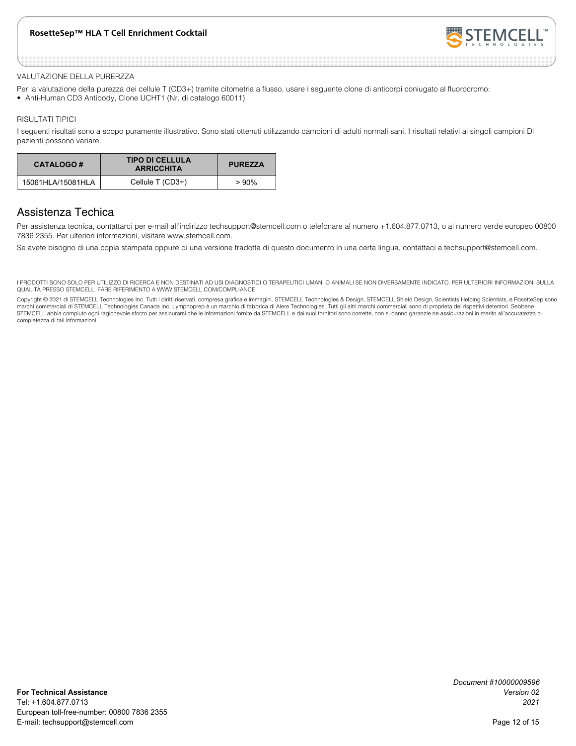VALUTAZIONE DELLA PURERZZA

Per la valutazione della purezza dei cellule T (CD3+) tramite citometria a flusso, usare i seguente clone di anticorpi coniugato al fluorocromo:

- Anti-Human CD3 Antibody, Clone UCHT1 (Nr. di catalogo 60011)

RISULTATI TIPICI

I seguenti risultati sono a scopo puramente illustrativo. Sono stati ottenuti utilizzando campioni di adulti normali sani. I risultati relativi ai singoli campioni Di pazienti possono variare.

| CATALOGO # | TIPO DI CELLULA ARRICCHITA | PUREZZA |
|---|---|---|
| 15061HLA/15081HLA | Cellule T (CD3+) | > 90% |

## Assistenza Techica

Per assistenza tecnica, contattarci per e-mail all'indirizzo techsupport@stemcell.com o telefonare al numero +1.604.877.0713, o al numero verde europeo 00800 7836 2355. Per ulteriori informazioni, visitare www.stemcell.com.

Se avete bisogno di una copia stampata oppure di una versione tradotta di questo documento in una certa lingua, contattaci a techsupport@stemcell.com.

I PRODOTTI SONO SOLO PER UTILIZZO DI RICERCA E NON DESTINATI AD USI DIAGNOSTICI O TERAPEUTICI UMANI O ANIMALI SE NON DIVERSAMENTE INDICATO. PER ULTERIORI INFORMAZIONI SULLA QUALITÀ PRESSO STEMCELL, FARE RIFERIMENTO A WWW.STEMCELL.COM/COMPLIANCE.

Copyright © 2021 di STEMCELL Technologies Inc. Tutti i diritti riservati, compresa grafica e immagini. STEMCELL Technologies & Design, STEMCELL Shield Design, Scientists Helping Scientists, e RosetteSep sono marchi commerciali di STEMCELL Technologies Canada Inc. Lymphoprep è un marchio di fabbrica di Alere Technologies. Tutti gli altri marchi commerciali sono di proprieta dei rispettivi detentori. Sebbene STEMCELL abbia compiuto ogni ragionevole sforzo per assicurarsi che le informazioni fornite da STEMCELL e dai suoi fornitori sono corrette, non si danno garanzie ne assicurazioni in merito all'accuratezza o completezza di tali informazioni.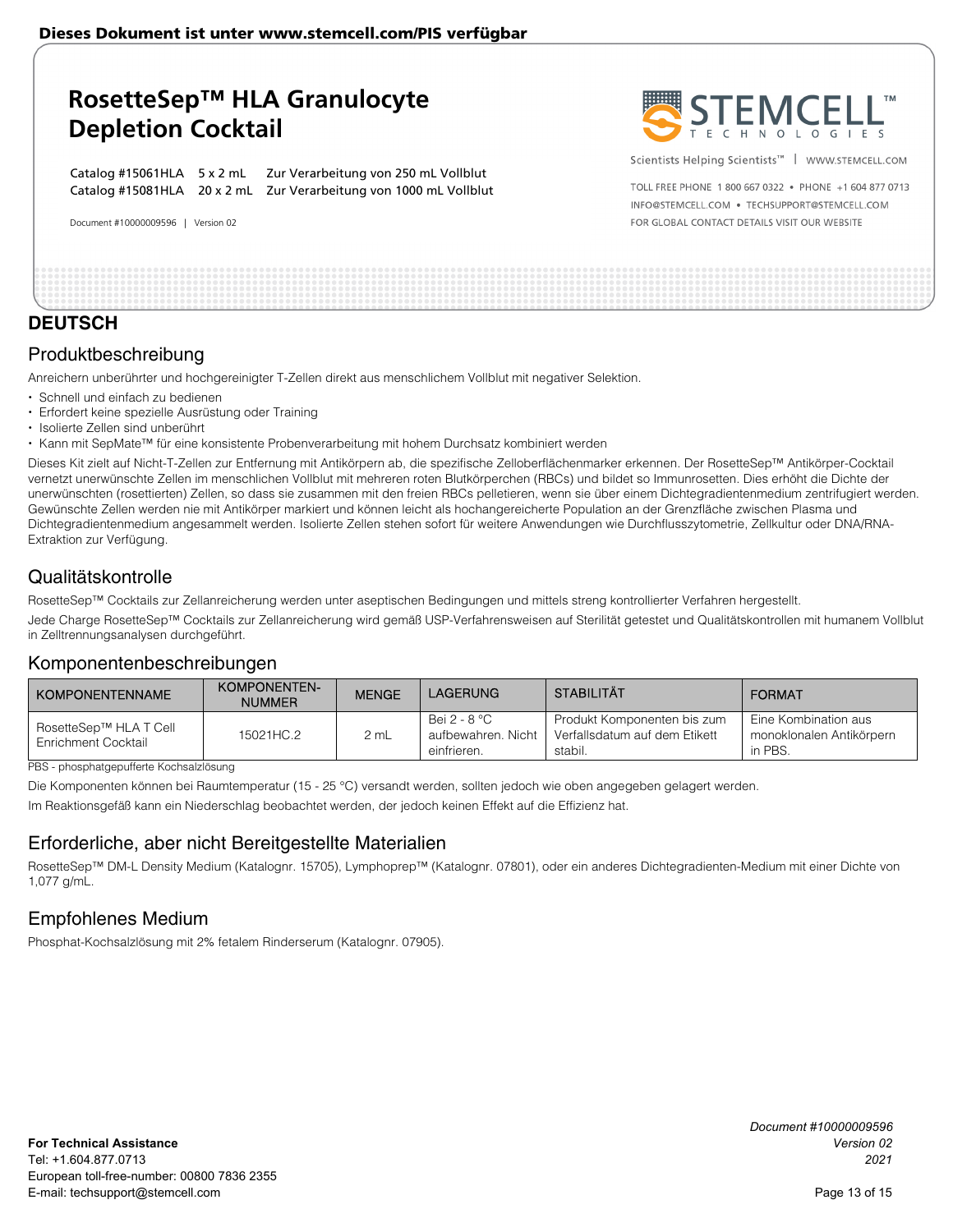Dieses Dokument ist unter www.stemcell.com/PIS verfügbar

# RosetteSep™ HLA Granulocyte Depletion Cocktail

Catalog #15061HLA 5 x 2 mL Zur Verarbeitung von 250 mL Vollblut
Catalog #15081HLA 20 x 2 mL Zur Verarbeitung von 1000 mL Vollblut

Document #10000009596 | Version 02

Scientists Helping Scientists™ | WWW.STEMCELL.COM

TOLL FREE PHONE 1 800 667 0322 • PHONE +1 604 877 0713
INFO@STEMCELL.COM • TECHSUPPORT@STEMCELL.COM
FOR GLOBAL CONTACT DETAILS VISIT OUR WEBSITE

## DEUTSCH

### Produktbeschreibung

Anreichern unberührter und hochgereinigter T-Zellen direkt aus menschlichem Vollblut mit negativer Selektion.

- Schnell und einfach zu bedienen
- Erfordert keine spezielle Ausrüstung oder Training
- Isolierte Zellen sind unberührt
- Kann mit SepMate™ für eine konsistente Probenverarbeitung mit hohem Durchsatz kombiniert werden

Dieses Kit zielt auf Nicht-T-Zellen zur Entfernung mit Antikörpern ab, die spezifische Zelloberflächenmarker erkennen. Der RosetteSep™ Antikörper-Cocktail vernetzt unerwünschte Zellen im menschlichen Vollblut mit mehreren roten Blutkörperchen (RBCs) und bildet so Immunrosetten. Dies erhöht die Dichte der unerwünschten (rosettierten) Zellen, so dass sie zusammen mit den freien RBCs pelletieren, wenn sie über einem Dichtegradientenmedium zentrifugiert werden. Gewünschte Zellen werden nie mit Antikörper markiert und können leicht als hochangereicherte Population an der Grenzfläche zwischen Plasma und Dichtegradientenmedium angesammelt werden. Isolierte Zellen stehen sofort für weitere Anwendungen wie Durchflusszytometrie, Zellkultur oder DNA/RNA-Extraktion zur Verfügung.

### Qualitätskontrolle

RosetteSep™ Cocktails zur Zellanreicherung werden unter aseptischen Bedingungen und mittels streng kontrollierter Verfahren hergestellt.

Jede Charge RosetteSep™ Cocktails zur Zellanreicherung wird gemäß USP-Verfahrensweisen auf Sterilität getestet und Qualitätskontrollen mit humanem Vollblut in Zelltrennungsanalysen durchgeführt.

### Komponentenbeschreibungen

| KOMPONENTENNAME | KOMPONENTEN-NUMMER | MENGE | LAGERUNG | STABILITÄT | FORMAT |
|---|---|---|---|---|---|
| RosetteSep™ HLA T Cell Enrichment Cocktail | 15021HC.2 | 2 mL | Bei 2 - 8 °C aufbewahren. Nicht einfrieren. | Produkt Komponenten bis zum Verfallsdatum auf dem Etikett stabil. | Eine Kombination aus monoklonalen Antikörpern in PBS. |

PBS - phosphatgepufferte Kochsalzlösung

Die Komponenten können bei Raumtemperatur (15 - 25 °C) versandt werden, sollten jedoch wie oben angegeben gelagert werden.

Im Reaktionsgefäß kann ein Niederschlag beobachtet werden, der jedoch keinen Effekt auf die Effizienz hat.

### Erforderliche, aber nicht Bereitgestellte Materialien

RosetteSep™ DM-L Density Medium (Katalognr. 15705), Lymphoprep™ (Katalognr. 07801), oder ein anderes Dichtegradienten-Medium mit einer Dichte von 1,077 g/mL.

### Empfohlenes Medium

Phosphat-Kochsalzlösung mit 2% fetalem Rinderserum (Katalognr. 07905).

**For Technical Assistance**
Tel: +1.604.877.0713
European toll-free-number: 00800 7836 2355
E-mail: techsupport@stemcell.com

*Document #10000009596*
*Version 02*
*2021*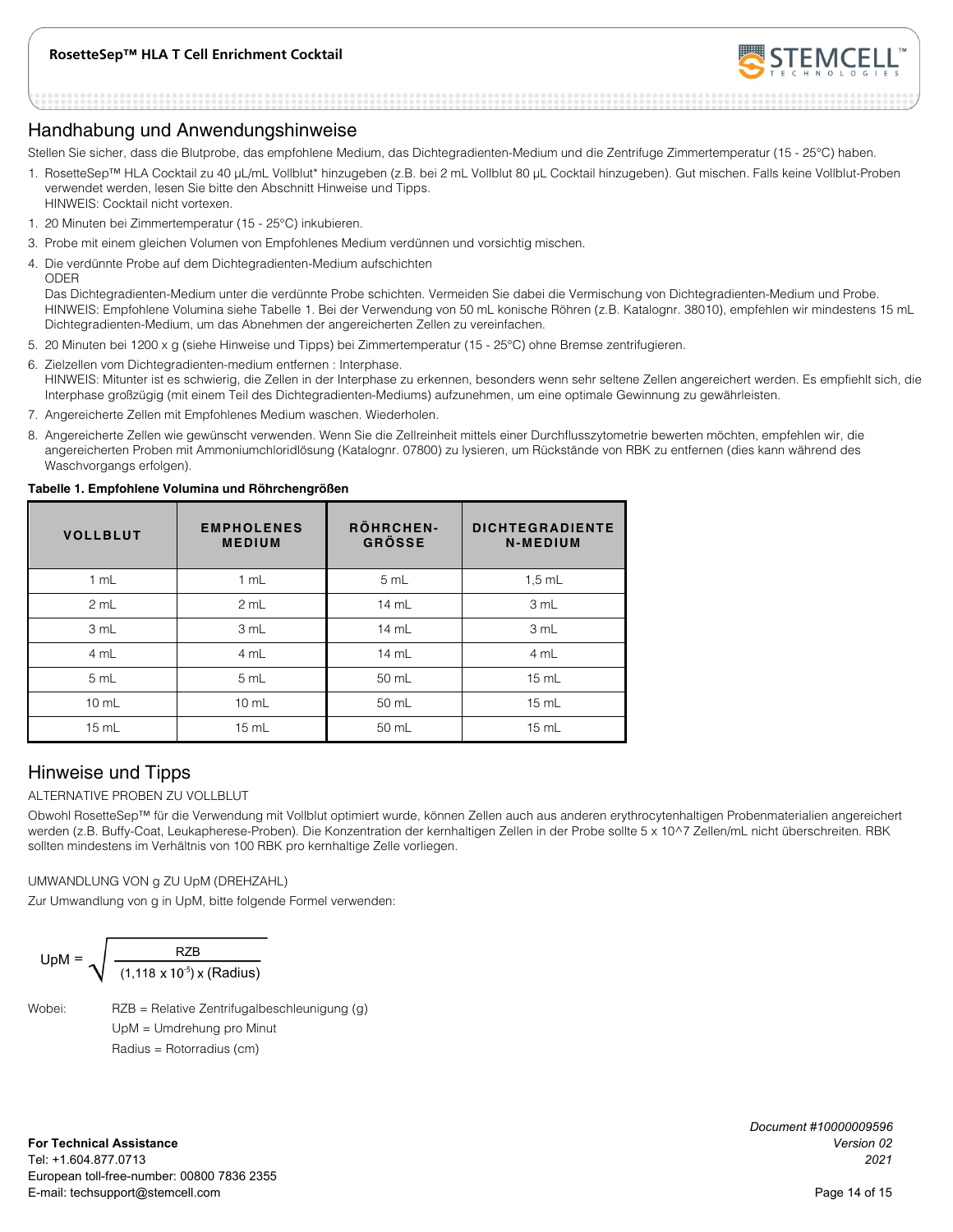## Handhabung und Anwendungshinweise

Stellen Sie sicher, dass die Blutprobe, das empfohlene Medium, das Dichtegradienten-Medium und die Zentrifuge Zimmertemperatur (15 - 25°C) haben.

1. RosetteSep™ HLA Cocktail zu 40 µL/mL Vollblut* hinzugeben (z.B. bei 2 mL Vollblut 80 µL Cocktail hinzugeben). Gut mischen. Falls keine Vollblut-Proben verwendet werden, lesen Sie bitte den Abschnitt Hinweise und Tipps.
   HINWEIS: Cocktail nicht vortexen.
1. 20 Minuten bei Zimmertemperatur (15 - 25°C) inkubieren.
3. Probe mit einem gleichen Volumen von Empfohlenes Medium verdünnen und vorsichtig mischen.
4. Die verdünnte Probe auf dem Dichtegradienten-Medium aufschichten
   ODER
   Das Dichtegradienten-Medium unter die verdünnte Probe schichten. Vermeiden Sie dabei die Vermischung von Dichtegradienten-Medium und Probe.
   HINWEIS: Empfohlene Volumina siehe Tabelle 1. Bei der Verwendung von 50 mL konische Röhren (z.B. Katalognr. 38010), empfehlen wir mindestens 15 mL Dichtegradienten-Medium, um das Abnehmen der angereicherten Zellen zu vereinfachen.
5. 20 Minuten bei 1200 x g (siehe Hinweise und Tipps) bei Zimmertemperatur (15 - 25°C) ohne Bremse zentrifugieren.
6. Zielzellen vom Dichtegradienten-medium entfernen : Interphase.
   HINWEIS: Mitunter ist es schwierig, die Zellen in der Interphase zu erkennen, besonders wenn sehr seltene Zellen angereichert werden. Es empfiehlt sich, die Interphase großzügig (mit einem Teil des Dichtegradienten-Mediums) aufzunehmen, um eine optimale Gewinnung zu gewährleisten.
7. Angereicherte Zellen mit Empfohlenes Medium waschen. Wiederholen.
8. Angereicherte Zellen wie gewünscht verwenden. Wenn Sie die Zellreinheit mittels einer Durchflusszytometrie bewerten möchten, empfehlen wir, die angereicherten Proben mit Ammoniumchloridlösung (Katalognr. 07800) zu lysieren, um Rückstände von RBK zu entfernen (dies kann während des Waschvorgangs erfolgen).

**Tabelle 1. Empfohlene Volumina und Röhrchengrößen**

| VOLLBLUT | EMPHOLENES MEDIUM | RÖHRCHEN-GRÖSSE | DICHTEGRADIENTEN-MEDIUM |
|---|---|---|---|
| 1 mL | 1 mL | 5 mL | 1,5 mL |
| 2 mL | 2 mL | 14 mL | 3 mL |
| 3 mL | 3 mL | 14 mL | 3 mL |
| 4 mL | 4 mL | 14 mL | 4 mL |
| 5 mL | 5 mL | 50 mL | 15 mL |
| 10 mL | 10 mL | 50 mL | 15 mL |
| 15 mL | 15 mL | 50 mL | 15 mL |

## Hinweise und Tipps

ALTERNATIVE PROBEN ZU VOLLBLUT

Obwohl RosetteSep™ für die Verwendung mit Vollblut optimiert wurde, können Zellen auch aus anderen erythrocytenhaltigen Probenmaterialien angereichert werden (z.B. Buffy-Coat, Leukapherese-Proben). Die Konzentration der kernhaltigen Zellen in der Probe sollte 5 x 10^7 Zellen/mL nicht überschreiten. RBK sollten mindestens im Verhältnis von 100 RBK pro kernhaltige Zelle vorliegen.

UMWANDLUNG VON g ZU UpM (DREHZAHL)

Zur Umwandlung von g in UpM, bitte folgende Formel verwenden:

$$\text{UpM} = \sqrt{\frac{\text{RZB}}{(1{,}118 \times 10^{-5}) \times (\text{Radius})}}$$

Wobei:
RZB = Relative Zentrifugalbeschleunigung (g)
UpM = Umdrehung pro Minut
Radius = Rotorradius (cm)

**For Technical Assistance**
Tel: +1.604.877.0713
European toll-free-number: 00800 7836 2355
E-mail: techsupport@stemcell.com

*Document #10000009596*
*Version 02*
*2021*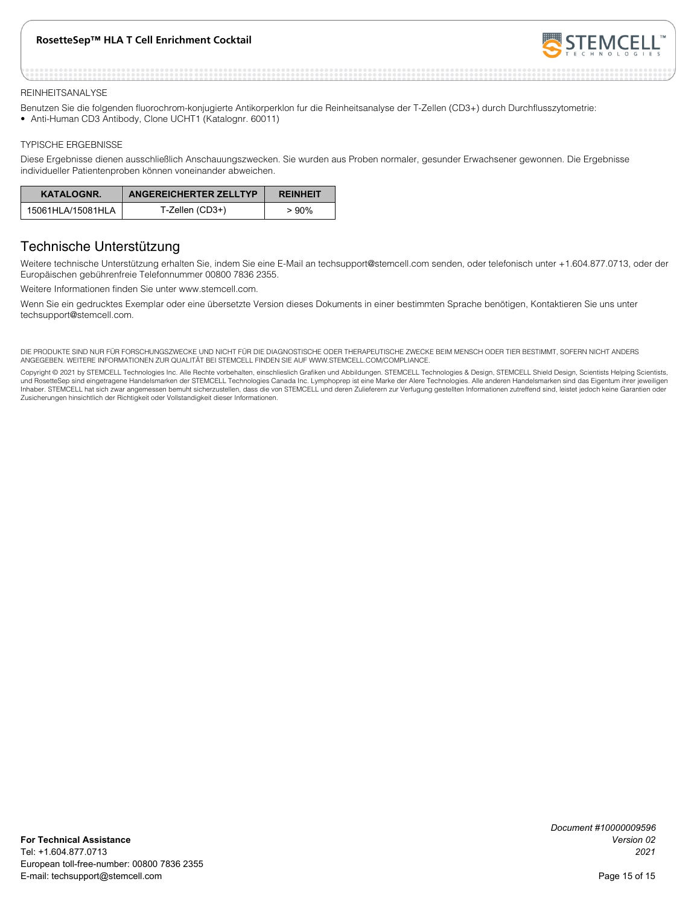REINHEITSANALYSE

Benutzen Sie die folgenden fluorochrom-konjugierte Antikorperklon fur die Reinheitsanalyse der T-Zellen (CD3+) durch Durchflusszytometrie:

- Anti-Human CD3 Antibody, Clone UCHT1 (Katalognr. 60011)

TYPISCHE ERGEBNISSE

Diese Ergebnisse dienen ausschließlich Anschauungszwecken. Sie wurden aus Proben normaler, gesunder Erwachsener gewonnen. Die Ergebnisse individueller Patientenproben können voneinander abweichen.

| KATALOGNR. | ANGEREICHERTER ZELLTYP | REINHEIT |
|---|---|---|
| 15061HLA/15081HLA | T-Zellen (CD3+) | > 90% |

## Technische Unterstützung

Weitere technische Unterstützung erhalten Sie, indem Sie eine E-Mail an techsupport@stemcell.com senden, oder telefonisch unter +1.604.877.0713, oder der Europäischen gebührenfreie Telefonnummer 00800 7836 2355.

Weitere Informationen finden Sie unter www.stemcell.com.

Wenn Sie ein gedrucktes Exemplar oder eine übersetzte Version dieses Dokuments in einer bestimmten Sprache benötigen, Kontaktieren Sie uns unter techsupport@stemcell.com.

DIE PRODUKTE SIND NUR FÜR FORSCHUNGSZWECKE UND NICHT FÜR DIE DIAGNOSTISCHE ODER THERAPEUTISCHE ZWECKE BEIM MENSCH ODER TIER BESTIMMT, SOFERN NICHT ANDERS ANGEGEBEN. WEITERE INFORMATIONEN ZUR QUALITÄT BEI STEMCELL FINDEN SIE AUF WWW.STEMCELL.COM/COMPLIANCE.

Copyright © 2021 by STEMCELL Technologies Inc. Alle Rechte vorbehalten, einschlieslich Grafiken und Abbildungen. STEMCELL Technologies & Design, STEMCELL Shield Design, Scientists Helping Scientists, und RosetteSep sind eingetragene Handelsmarken der STEMCELL Technologies Canada Inc. Lymphoprep ist eine Marke der Alere Technologies. Alle anderen Handelsmarken sind das Eigentum ihrer jeweiligen Inhaber. STEMCELL hat sich zwar angemessen bemuht sicherzustellen, dass die von STEMCELL und deren Zulieferern zur Verfugung gestellten Informationen zutreffend sind, leistet jedoch keine Garantien oder Zusicherungen hinsichtlich der Richtigkeit oder Vollstandigkeit dieser Informationen.